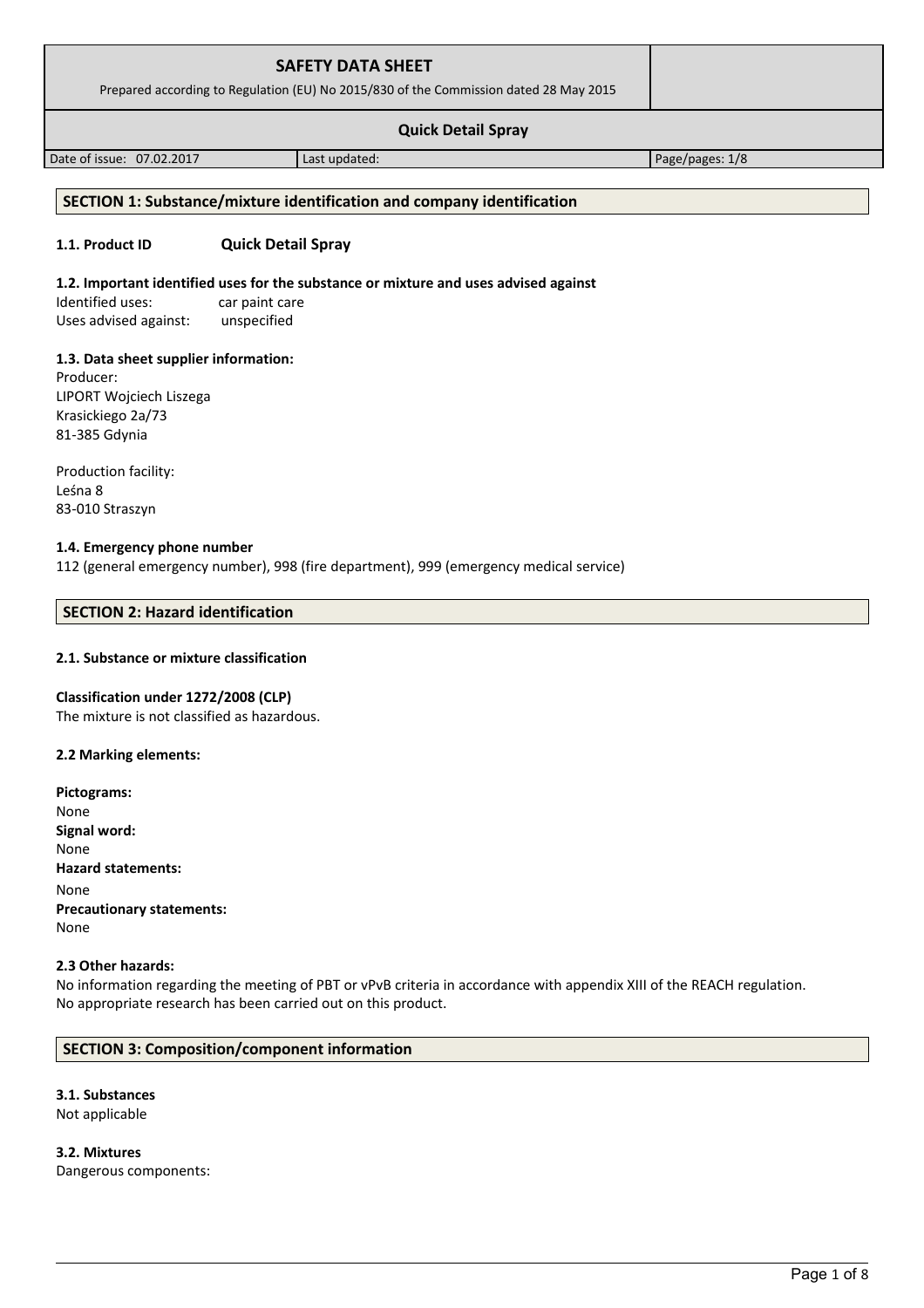| SAFETY DATA SHEET<br>Prepared according to Regulation (EU) No 2015/830 of the Commission dated 28 May 2015 | | |
|---|---|---|
| **Quick Detail Spray** | | |
| Date of issue: 07.02.2017 | Last updated: | Page/pages: 1/8 |

## SECTION 1: Substance/mixture identification and company identification

**1.1. Product ID** **Quick Detail Spray**

**1.2. Important identified uses for the substance or mixture and uses advised against**

Identified uses: car paint care
Uses advised against: unspecified

**1.3. Data sheet supplier information:**

Producer:
LIPORT Wojciech Liszega
Krasickiego 2a/73
81-385 Gdynia

Production facility:
Leśna 8
83-010 Straszyn

**1.4. Emergency phone number**

112 (general emergency number), 998 (fire department), 999 (emergency medical service)

## SECTION 2: Hazard identification

**2.1. Substance or mixture classification**

**Classification under 1272/2008 (CLP)**
The mixture is not classified as hazardous.

**2.2 Marking elements:**

**Pictograms:**
None
**Signal word:**
None
**Hazard statements:**
None
**Precautionary statements:**
None

**2.3 Other hazards:**

No information regarding the meeting of PBT or vPvB criteria in accordance with appendix XIII of the REACH regulation.
No appropriate research has been carried out on this product.

## SECTION 3: Composition/component information

**3.1. Substances**
Not applicable

**3.2. Mixtures**
Dangerous components: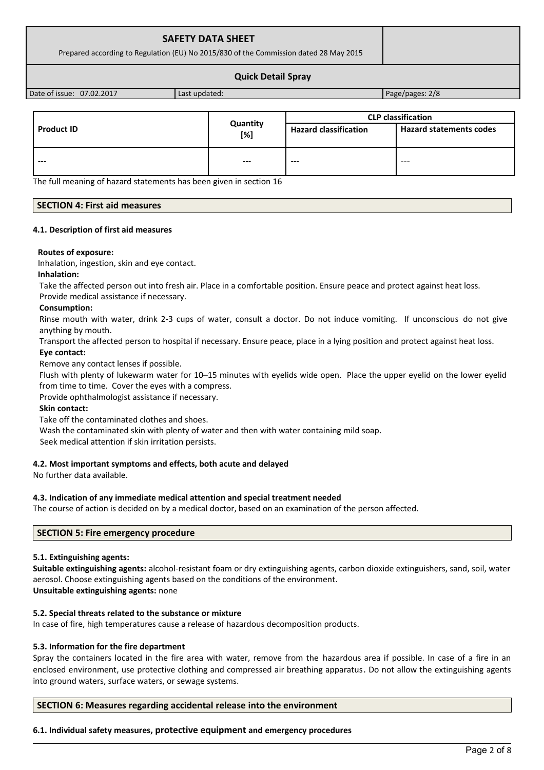| Product ID | Quantity [%] | CLP classification | |
|---|---|---|---|
| | | Hazard classification | Hazard statements codes |
| --- | --- | --- | --- |

The full meaning of hazard statements has been given in section 16

## SECTION 4: First aid measures

### 4.1. Description of first aid measures

**Routes of exposure:**

Inhalation, ingestion, skin and eye contact.

**Inhalation:**

Take the affected person out into fresh air. Place in a comfortable position. Ensure peace and protect against heat loss. Provide medical assistance if necessary.

**Consumption:**

Rinse mouth with water, drink 2-3 cups of water, consult a doctor. Do not induce vomiting. If unconscious do not give anything by mouth.

Transport the affected person to hospital if necessary. Ensure peace, place in a lying position and protect against heat loss.

**Eye contact:**

Remove any contact lenses if possible.

Flush with plenty of lukewarm water for 10–15 minutes with eyelids wide open. Place the upper eyelid on the lower eyelid from time to time. Cover the eyes with a compress.

Provide ophthalmologist assistance if necessary.

**Skin contact:**

Take off the contaminated clothes and shoes.

Wash the contaminated skin with plenty of water and then with water containing mild soap.

Seek medical attention if skin irritation persists.

### 4.2. Most important symptoms and effects, both acute and delayed

No further data available.

### 4.3. Indication of any immediate medical attention and special treatment needed

The course of action is decided on by a medical doctor, based on an examination of the person affected.

## SECTION 5: Fire emergency procedure

### 5.1. Extinguishing agents:

**Suitable extinguishing agents:** alcohol-resistant foam or dry extinguishing agents, carbon dioxide extinguishers, sand, soil, water aerosol. Choose extinguishing agents based on the conditions of the environment.

**Unsuitable extinguishing agents:** none

### 5.2. Special threats related to the substance or mixture

In case of fire, high temperatures cause a release of hazardous decomposition products.

### 5.3. Information for the fire department

Spray the containers located in the fire area with water, remove from the hazardous area if possible. In case of a fire in an enclosed environment, use protective clothing and compressed air breathing apparatus. Do not allow the extinguishing agents into ground waters, surface waters, or sewage systems.

## SECTION 6: Measures regarding accidental release into the environment

### 6.1. Individual safety measures, protective equipment and emergency procedures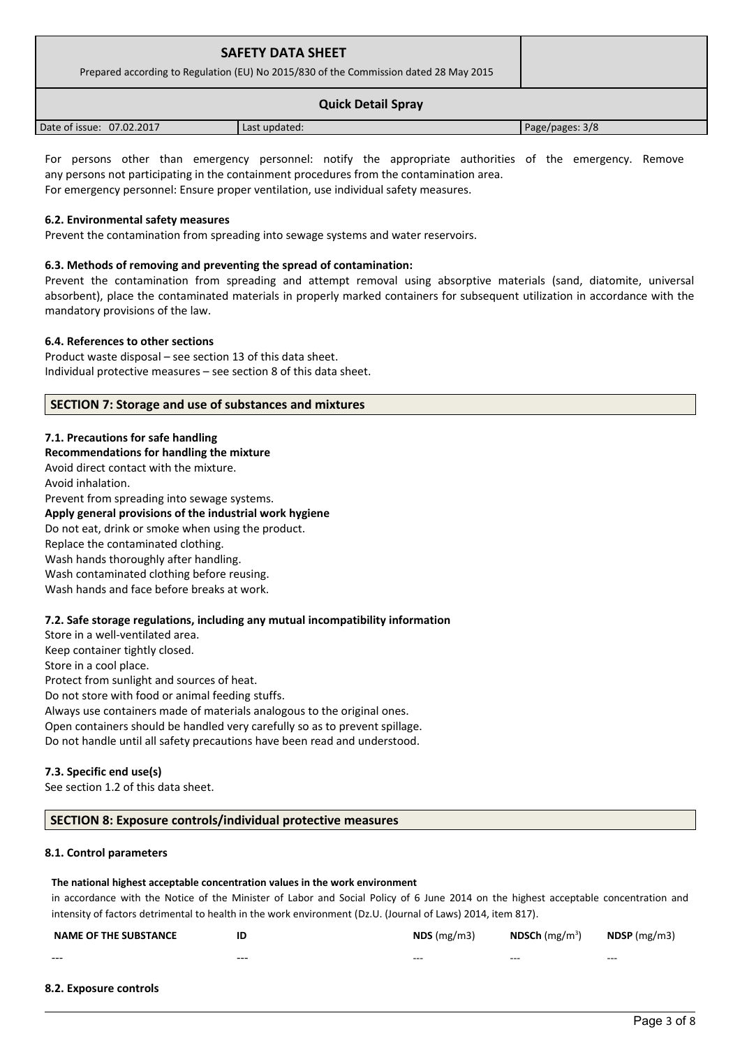For persons other than emergency personnel: notify the appropriate authorities of the emergency. Remove any persons not participating in the containment procedures from the contamination area.
For emergency personnel: Ensure proper ventilation, use individual safety measures.

#### 6.2. Environmental safety measures

Prevent the contamination from spreading into sewage systems and water reservoirs.

#### 6.3. Methods of removing and preventing the spread of contamination:

Prevent the contamination from spreading and attempt removal using absorptive materials (sand, diatomite, universal absorbent), place the contaminated materials in properly marked containers for subsequent utilization in accordance with the mandatory provisions of the law.

#### 6.4. References to other sections

Product waste disposal – see section 13 of this data sheet.
Individual protective measures – see section 8 of this data sheet.

## SECTION 7: Storage and use of substances and mixtures

#### 7.1. Precautions for safe handling

**Recommendations for handling the mixture**

Avoid direct contact with the mixture.
Avoid inhalation.
Prevent from spreading into sewage systems.

**Apply general provisions of the industrial work hygiene**

Do not eat, drink or smoke when using the product.
Replace the contaminated clothing.
Wash hands thoroughly after handling.
Wash contaminated clothing before reusing.
Wash hands and face before breaks at work.

#### 7.2. Safe storage regulations, including any mutual incompatibility information

Store in a well-ventilated area.
Keep container tightly closed.
Store in a cool place.
Protect from sunlight and sources of heat.
Do not store with food or animal feeding stuffs.
Always use containers made of materials analogous to the original ones.
Open containers should be handled very carefully so as to prevent spillage.
Do not handle until all safety precautions have been read and understood.

#### 7.3. Specific end use(s)

See section 1.2 of this data sheet.

## SECTION 8: Exposure controls/individual protective measures

#### 8.1. Control parameters

**The national highest acceptable concentration values in the work environment**

in accordance with the Notice of the Minister of Labor and Social Policy of 6 June 2014 on the highest acceptable concentration and intensity of factors detrimental to health in the work environment (Dz.U. (Journal of Laws) 2014, item 817).

| NAME OF THE SUBSTANCE | ID | NDS (mg/m3) | NDSCh (mg/m$^3$) | NDSP (mg/m3) |
|---|---|---|---|---|
| --- | --- | --- | --- | --- |

#### 8.2. Exposure controls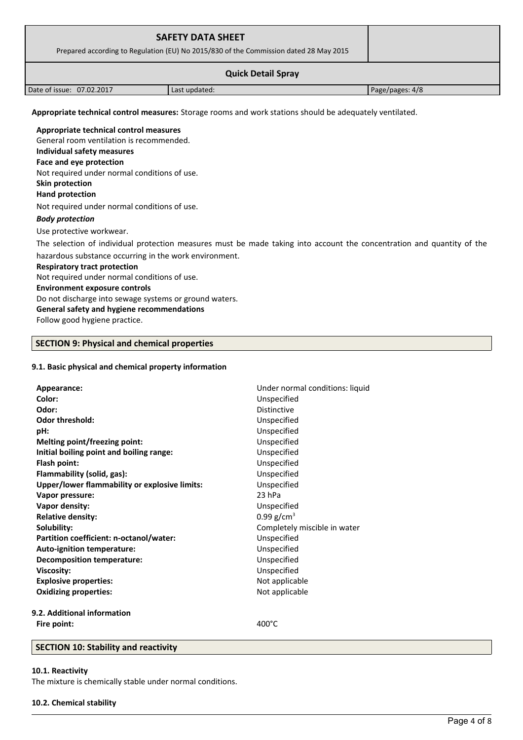**Appropriate technical control measures:** Storage rooms and work stations should be adequately ventilated.

**Appropriate technical control measures**
General room ventilation is recommended.
**Individual safety measures**
**Face and eye protection**
Not required under normal conditions of use.
**Skin protection**
**Hand protection**
Not required under normal conditions of use.
***Body protection***
Use protective workwear.
The selection of individual protection measures must be made taking into account the concentration and quantity of the hazardous substance occurring in the work environment.
**Respiratory tract protection**
Not required under normal conditions of use.
**Environment exposure controls**
Do not discharge into sewage systems or ground waters.
**General safety and hygiene recommendations**
Follow good hygiene practice.

## SECTION 9: Physical and chemical properties

### 9.1. Basic physical and chemical property information

| | |
|---|---|
| **Appearance:** | Under normal conditions: liquid |
| **Color:** | Unspecified |
| **Odor:** | Distinctive |
| **Odor threshold:** | Unspecified |
| **pH:** | Unspecified |
| **Melting point/freezing point:** | Unspecified |
| **Initial boiling point and boiling range:** | Unspecified |
| **Flash point:** | Unspecified |
| **Flammability (solid, gas):** | Unspecified |
| **Upper/lower flammability or explosive limits:** | Unspecified |
| **Vapor pressure:** | 23 hPa |
| **Vapor density:** | Unspecified |
| **Relative density:** | 0.99 g/cm$^3$ |
| **Solubility:** | Completely miscible in water |
| **Partition coefficient: n-octanol/water:** | Unspecified |
| **Auto-ignition temperature:** | Unspecified |
| **Decomposition temperature:** | Unspecified |
| **Viscosity:** | Unspecified |
| **Explosive properties:** | Not applicable |
| **Oxidizing properties:** | Not applicable |

### 9.2. Additional information

| | |
|---|---|
| **Fire point:** | 400°C |

## SECTION 10: Stability and reactivity

### 10.1. Reactivity

The mixture is chemically stable under normal conditions.

### 10.2. Chemical stability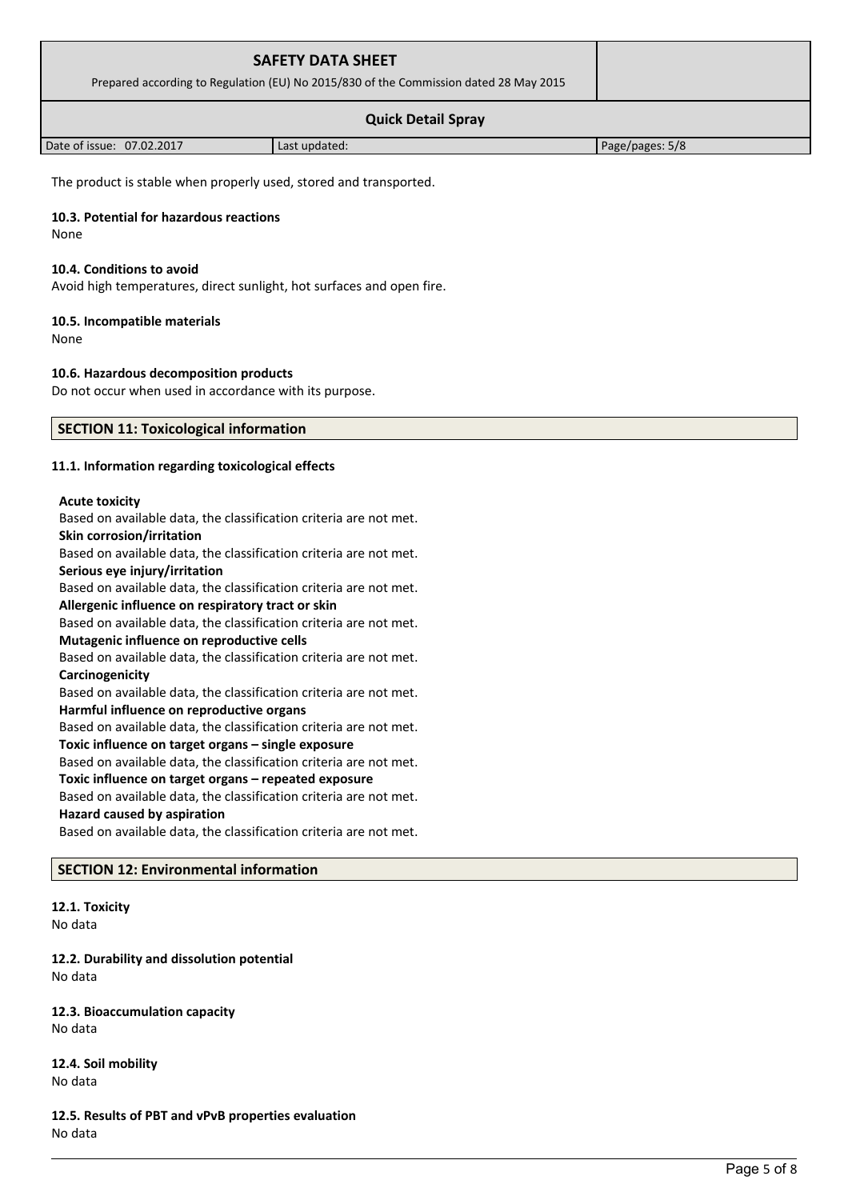The product is stable when properly used, stored and transported.

### 10.3. Potential for hazardous reactions

None

### 10.4. Conditions to avoid

Avoid high temperatures, direct sunlight, hot surfaces and open fire.

### 10.5. Incompatible materials

None

### 10.6. Hazardous decomposition products

Do not occur when used in accordance with its purpose.

## SECTION 11: Toxicological information

### 11.1. Information regarding toxicological effects

**Acute toxicity**
Based on available data, the classification criteria are not met.
**Skin corrosion/irritation**
Based on available data, the classification criteria are not met.
**Serious eye injury/irritation**
Based on available data, the classification criteria are not met.
**Allergenic influence on respiratory tract or skin**
Based on available data, the classification criteria are not met.
**Mutagenic influence on reproductive cells**
Based on available data, the classification criteria are not met.
**Carcinogenicity**
Based on available data, the classification criteria are not met.
**Harmful influence on reproductive organs**
Based on available data, the classification criteria are not met.
**Toxic influence on target organs – single exposure**
Based on available data, the classification criteria are not met.
**Toxic influence on target organs – repeated exposure**
Based on available data, the classification criteria are not met.
**Hazard caused by aspiration**
Based on available data, the classification criteria are not met.

## SECTION 12: Environmental information

### 12.1. Toxicity

No data

### 12.2. Durability and dissolution potential

No data

### 12.3. Bioaccumulation capacity

No data

### 12.4. Soil mobility

No data

### 12.5. Results of PBT and vPvB properties evaluation

No data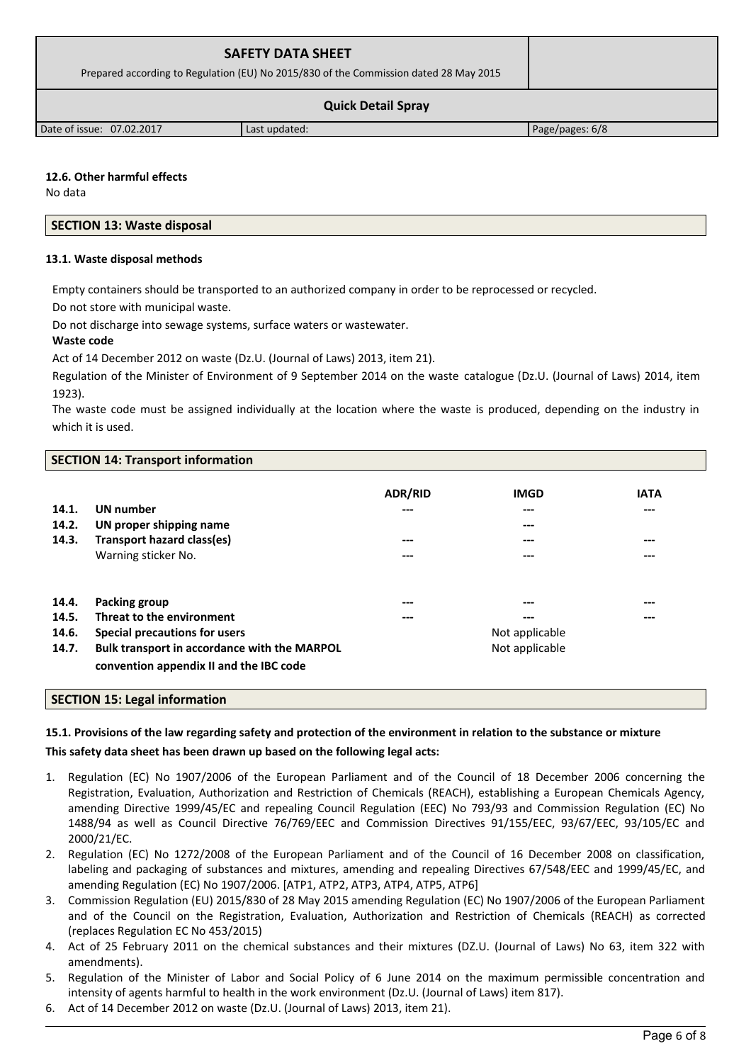#### 12.6. Other harmful effects

No data

## SECTION 13: Waste disposal

#### 13.1. Waste disposal methods

Empty containers should be transported to an authorized company in order to be reprocessed or recycled.

Do not store with municipal waste.

Do not discharge into sewage systems, surface waters or wastewater.

**Waste code**

Act of 14 December 2012 on waste (Dz.U. (Journal of Laws) 2013, item 21).

Regulation of the Minister of Environment of 9 September 2014 on the waste catalogue (Dz.U. (Journal of Laws) 2014, item 1923).

The waste code must be assigned individually at the location where the waste is produced, depending on the industry in which it is used.

## SECTION 14: Transport information

| | | ADR/RID | IMGD | IATA |
|---|---|---|---|---|
| 14.1. | **UN number** | --- | --- | --- |
| 14.2. | **UN proper shipping name** | | --- | |
| 14.3. | **Transport hazard class(es)** | --- | --- | --- |
| | Warning sticker No. | --- | --- | --- |
| 14.4. | **Packing group** | --- | --- | --- |
| 14.5. | **Threat to the environment** | --- | --- | --- |
| 14.6. | **Special precautions for users** | | Not applicable | |
| 14.7. | **Bulk transport in accordance with the MARPOL convention appendix II and the IBC code** | | Not applicable | |

## SECTION 15: Legal information

#### 15.1. Provisions of the law regarding safety and protection of the environment in relation to the substance or mixture

**This safety data sheet has been drawn up based on the following legal acts:**

1. Regulation (EC) No 1907/2006 of the European Parliament and of the Council of 18 December 2006 concerning the Registration, Evaluation, Authorization and Restriction of Chemicals (REACH), establishing a European Chemicals Agency, amending Directive 1999/45/EC and repealing Council Regulation (EEC) No 793/93 and Commission Regulation (EC) No 1488/94 as well as Council Directive 76/769/EEC and Commission Directives 91/155/EEC, 93/67/EEC, 93/105/EC and 2000/21/EC.
2. Regulation (EC) No 1272/2008 of the European Parliament and of the Council of 16 December 2008 on classification, labeling and packaging of substances and mixtures, amending and repealing Directives 67/548/EEC and 1999/45/EC, and amending Regulation (EC) No 1907/2006. [ATP1, ATP2, ATP3, ATP4, ATP5, ATP6]
3. Commission Regulation (EU) 2015/830 of 28 May 2015 amending Regulation (EC) No 1907/2006 of the European Parliament and of the Council on the Registration, Evaluation, Authorization and Restriction of Chemicals (REACH) as corrected (replaces Regulation EC No 453/2015)
4. Act of 25 February 2011 on the chemical substances and their mixtures (DZ.U. (Journal of Laws) No 63, item 322 with amendments).
5. Regulation of the Minister of Labor and Social Policy of 6 June 2014 on the maximum permissible concentration and intensity of agents harmful to health in the work environment (Dz.U. (Journal of Laws) item 817).
6. Act of 14 December 2012 on waste (Dz.U. (Journal of Laws) 2013, item 21).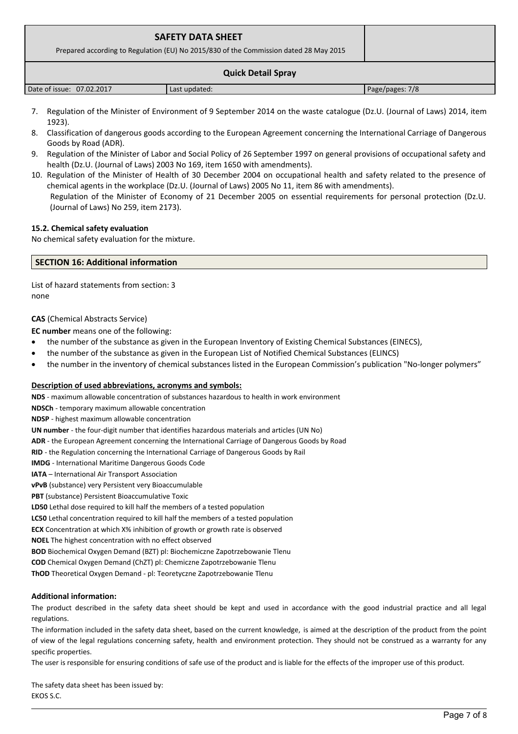7. Regulation of the Minister of Environment of 9 September 2014 on the waste catalogue (Dz.U. (Journal of Laws) 2014, item 1923).
8. Classification of dangerous goods according to the European Agreement concerning the International Carriage of Dangerous Goods by Road (ADR).
9. Regulation of the Minister of Labor and Social Policy of 26 September 1997 on general provisions of occupational safety and health (Dz.U. (Journal of Laws) 2003 No 169, item 1650 with amendments).
10. Regulation of the Minister of Health of 30 December 2004 on occupational health and safety related to the presence of chemical agents in the workplace (Dz.U. (Journal of Laws) 2005 No 11, item 86 with amendments).
    Regulation of the Minister of Economy of 21 December 2005 on essential requirements for personal protection (Dz.U. (Journal of Laws) No 259, item 2173).

**15.2. Chemical safety evaluation**

No chemical safety evaluation for the mixture.

## SECTION 16: Additional information

List of hazard statements from section: 3
none

**CAS** (Chemical Abstracts Service)

**EC number** means one of the following:

- the number of the substance as given in the European Inventory of Existing Chemical Substances (EINECS),
- the number of the substance as given in the European List of Notified Chemical Substances (ELINCS)
- the number in the inventory of chemical substances listed in the European Commission's publication "No-longer polymers"

**Description of used abbreviations, acronyms and symbols:**

**NDS** - maximum allowable concentration of substances hazardous to health in work environment
**NDSCh** - temporary maximum allowable concentration
**NDSP** - highest maximum allowable concentration
**UN number** - the four-digit number that identifies hazardous materials and articles (UN No)
**ADR** - the European Agreement concerning the International Carriage of Dangerous Goods by Road
**RID** - the Regulation concerning the International Carriage of Dangerous Goods by Rail
**IMDG** - International Maritime Dangerous Goods Code
**IATA** – International Air Transport Association
**vPvB** (substance) very Persistent very Bioaccumulable
**PBT** (substance) Persistent Bioaccumulative Toxic
**LD50** Lethal dose required to kill half the members of a tested population
**LC50** Lethal concentration required to kill half the members of a tested population
**ECX** Concentration at which X% inhibition of growth or growth rate is observed
**NOEL** The highest concentration with no effect observed
**BOD** Biochemical Oxygen Demand (BZT) pl: Biochemiczne Zapotrzebowanie Tlenu
**COD** Chemical Oxygen Demand (ChZT) pl: Chemiczne Zapotrzebowanie Tlenu
**ThOD** Theoretical Oxygen Demand - pl: Teoretyczne Zapotrzebowanie Tlenu

**Additional information:**

The product described in the safety data sheet should be kept and used in accordance with the good industrial practice and all legal regulations.

The information included in the safety data sheet, based on the current knowledge, is aimed at the description of the product from the point of view of the legal regulations concerning safety, health and environment protection. They should not be construed as a warranty for any specific properties.

The user is responsible for ensuring conditions of safe use of the product and is liable for the effects of the improper use of this product.

The safety data sheet has been issued by:
EKOS S.C.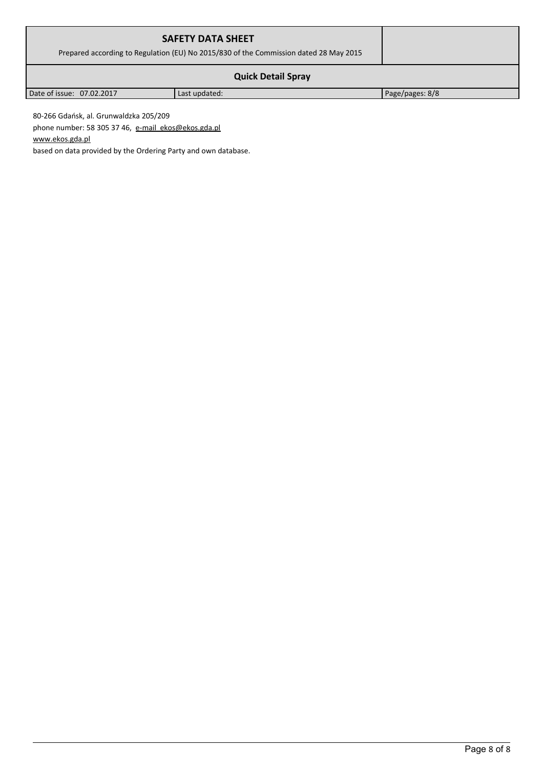80-266 Gdańsk, al. Grunwaldzka 205/209

phone number: 58 305 37 46, e-mail ekos@ekos.gda.pl

www.ekos.gda.pl

based on data provided by the Ordering Party and own database.